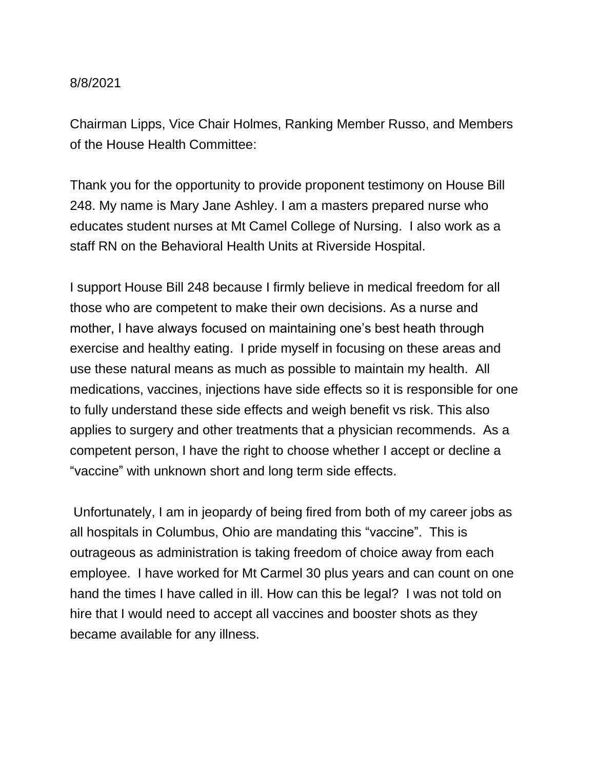8/8/2021

Chairman Lipps, Vice Chair Holmes, Ranking Member Russo, and Members of the House Health Committee:

Thank you for the opportunity to provide proponent testimony on House Bill 248. My name is Mary Jane Ashley. I am a masters prepared nurse who educates student nurses at Mt Camel College of Nursing. I also work as a staff RN on the Behavioral Health Units at Riverside Hospital.

I support House Bill 248 because I firmly believe in medical freedom for all those who are competent to make their own decisions. As a nurse and mother, I have always focused on maintaining one's best heath through exercise and healthy eating. I pride myself in focusing on these areas and use these natural means as much as possible to maintain my health. All medications, vaccines, injections have side effects so it is responsible for one to fully understand these side effects and weigh benefit vs risk. This also applies to surgery and other treatments that a physician recommends. As a competent person, I have the right to choose whether I accept or decline a "vaccine" with unknown short and long term side effects.

Unfortunately, I am in jeopardy of being fired from both of my career jobs as all hospitals in Columbus, Ohio are mandating this "vaccine". This is outrageous as administration is taking freedom of choice away from each employee. I have worked for Mt Carmel 30 plus years and can count on one hand the times I have called in ill. How can this be legal? I was not told on hire that I would need to accept all vaccines and booster shots as they became available for any illness.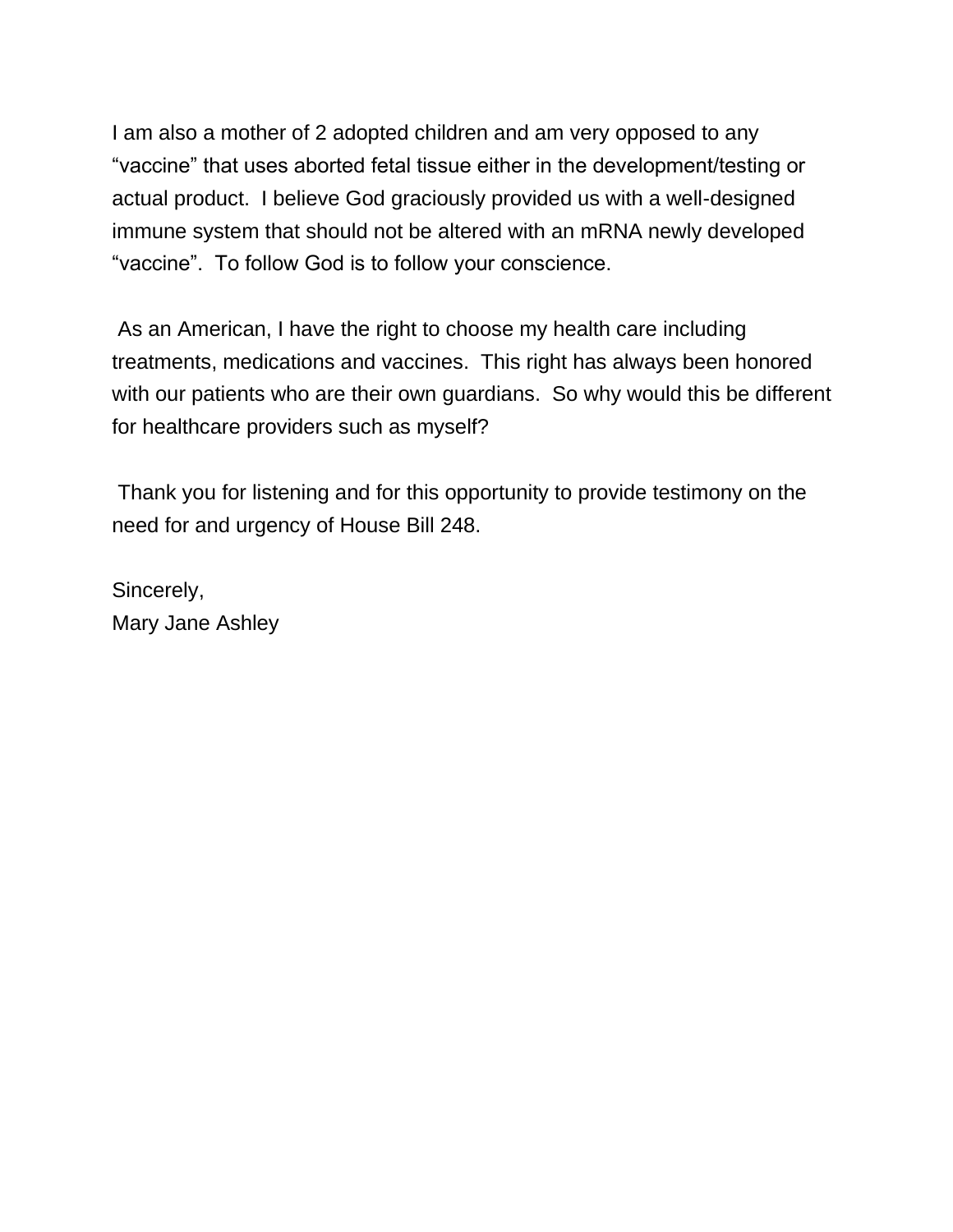I am also a mother of 2 adopted children and am very opposed to any "vaccine" that uses aborted fetal tissue either in the development/testing or actual product. I believe God graciously provided us with a well-designed immune system that should not be altered with an mRNA newly developed "vaccine". To follow God is to follow your conscience.

As an American, I have the right to choose my health care including treatments, medications and vaccines. This right has always been honored with our patients who are their own guardians. So why would this be different for healthcare providers such as myself?

Thank you for listening and for this opportunity to provide testimony on the need for and urgency of House Bill 248.

Sincerely,
Mary Jane Ashley